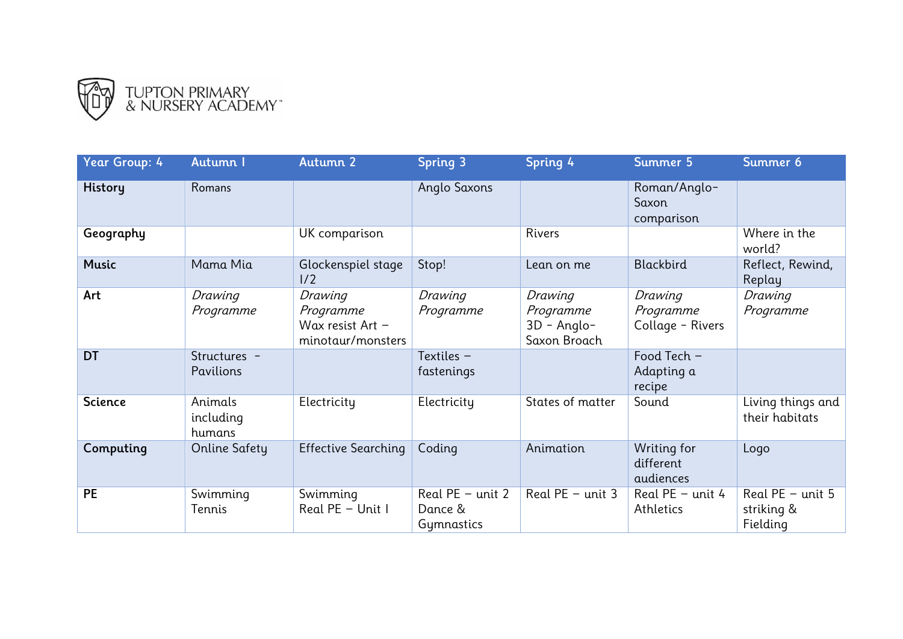TUPTON PRIMARY & NURSERY ACADEMY™

| Year Group: 4 | Autumn 1 | Autumn 2 | Spring 3 | Spring 4 | Summer 5 | Summer 6 |
|---|---|---|---|---|---|---|
| **History** | Romans | | Anglo Saxons | | Roman/Anglo-Saxon comparison | |
| **Geography** | | UK comparison | | Rivers | | Where in the world? |
| **Music** | Mama Mia | Glockenspiel stage 1/2 | Stop! | Lean on me | Blackbird | Reflect, Rewind, Replay |
| **Art** | *Drawing Programme* | *Drawing Programme* Wax resist Art – minotaur/monsters | *Drawing Programme* | *Drawing Programme* 3D - Anglo-Saxon Broach | *Drawing Programme* Collage - Rivers | *Drawing Programme* |
| **DT** | Structures - Pavilions | | Textiles – fastenings | | Food Tech – Adapting a recipe | |
| **Science** | Animals including humans | Electricity | Electricity | States of matter | Sound | Living things and their habitats |
| **Computing** | Online Safety | Effective Searching | Coding | Animation | Writing for different audiences | Logo |
| **PE** | Swimming Tennis | Swimming Real PE – Unit 1 | Real PE – unit 2 Dance & Gymnastics | Real PE – unit 3 | Real PE – unit 4 Athletics | Real PE – unit 5 striking & Fielding |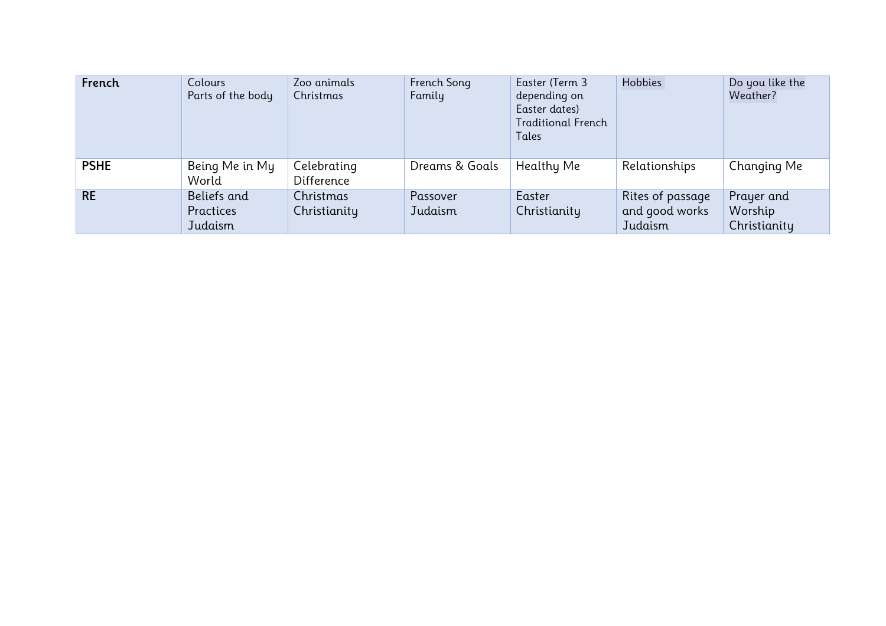| | | | | | | |
|---|---|---|---|---|---|---|
| **French** | Colours<br>Parts of the body | Zoo animals<br>Christmas | French Song<br>Family | Easter (Term 3 depending on Easter dates)<br>Traditional French Tales | Hobbies | Do you like the Weather? |
| **PSHE** | Being Me in My World | Celebrating Difference | Dreams & Goals | Healthy Me | Relationships | Changing Me |
| **RE** | Beliefs and Practices<br>Judaism | Christmas<br>Christianity | Passover<br>Judaism | Easter<br>Christianity | Rites of passage and good works<br>Judaism | Prayer and Worship<br>Christianity |